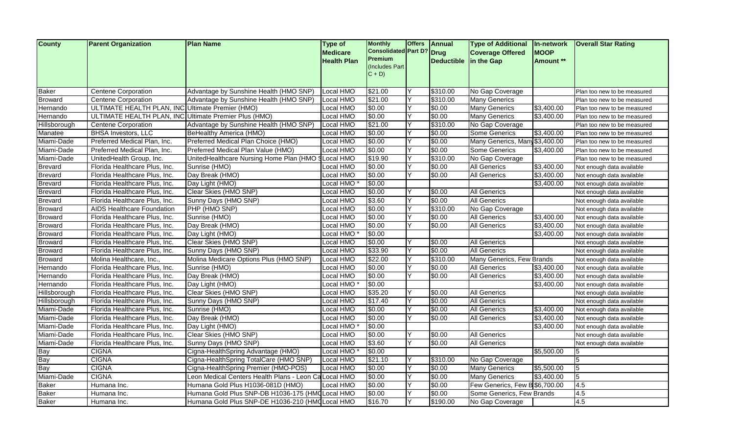| County | Parent Organization | Plan Name | Type of Medicare Health Plan | Monthly Consolidated Premium (Includes Part C + D) | Offers Part D? | Annual Drug Deductible | Type of Additional Coverage Offered in the Gap | In-network MOOP Amount ** | Overall Star Rating |
|---|---|---|---|---|---|---|---|---|---|
| Baker | Centene Corporation | Advantage by Sunshine Health (HMO SNP) | Local HMO | $21.00 | Y | $310.00 | No Gap Coverage | | Plan too new to be measured |
| Broward | Centene Corporation | Advantage by Sunshine Health (HMO SNP) | Local HMO | $21.00 | Y | $310.00 | Many Generics | | Plan too new to be measured |
| Hernando | ULTIMATE HEALTH PLAN, INC | Ultimate Premier (HMO) | Local HMO | $0.00 | Y | $0.00 | Many Generics | $3,400.00 | Plan too new to be measured |
| Hernando | ULTIMATE HEALTH PLAN, INC | Ultimate Premier Plus (HMO) | Local HMO | $0.00 | Y | $0.00 | Many Generics | $3,400.00 | Plan too new to be measured |
| Hillsborough | Centene Corporation | Advantage by Sunshine Health (HMO SNP) | Local HMO | $21.00 | Y | $310.00 | No Gap Coverage | | Plan too new to be measured |
| Manatee | BHSA Investors, LLC | BeHealthy America (HMO) | Local HMO | $0.00 | Y | $0.00 | Some Generics | $3,400.00 | Plan too new to be measured |
| Miami-Dade | Preferred Medical Plan, Inc. | Preferred Medical Plan Choice (HMO) | Local HMO | $0.00 | Y | $0.00 | Many Generics, Many | $3,400.00 | Plan too new to be measured |
| Miami-Dade | Preferred Medical Plan, Inc. | Preferred Medical Plan Value (HMO) | Local HMO | $0.00 | Y | $0.00 | Some Generics | $3,400.00 | Plan too new to be measured |
| Miami-Dade | UnitedHealth Group, Inc. | UnitedHealthcare Nursing Home Plan (HMO S | Local HMO | $19.90 | Y | $310.00 | No Gap Coverage | | Plan too new to be measured |
| Brevard | Florida Healthcare Plus, Inc. | Sunrise (HMO) | Local HMO | $0.00 | Y | $0.00 | All Generics | $3,400.00 | Not enough data available |
| Brevard | Florida Healthcare Plus, Inc. | Day Break (HMO) | Local HMO | $0.00 | Y | $0.00 | All Generics | $3,400.00 | Not enough data available |
| Brevard | Florida Healthcare Plus, Inc. | Day Light (HMO) | Local HMO * | $0.00 | | | | $3,400.00 | Not enough data available |
| Brevard | Florida Healthcare Plus, Inc. | Clear Skies (HMO SNP) | Local HMO | $0.00 | Y | $0.00 | All Generics | | Not enough data available |
| Brevard | Florida Healthcare Plus, Inc. | Sunny Days (HMO SNP) | Local HMO | $3.60 | Y | $0.00 | All Generics | | Not enough data available |
| Broward | AIDS Healthcare Foundation | PHP (HMO SNP) | Local HMO | $0.00 | Y | $310.00 | No Gap Coverage | | Not enough data available |
| Broward | Florida Healthcare Plus, Inc. | Sunrise (HMO) | Local HMO | $0.00 | Y | $0.00 | All Generics | $3,400.00 | Not enough data available |
| Broward | Florida Healthcare Plus, Inc. | Day Break (HMO) | Local HMO | $0.00 | Y | $0.00 | All Generics | $3,400.00 | Not enough data available |
| Broward | Florida Healthcare Plus, Inc. | Day Light (HMO) | Local HMO * | $0.00 | | | | $3,400.00 | Not enough data available |
| Broward | Florida Healthcare Plus, Inc. | Clear Skies (HMO SNP) | Local HMO | $0.00 | Y | $0.00 | All Generics | | Not enough data available |
| Broward | Florida Healthcare Plus, Inc. | Sunny Days (HMO SNP) | Local HMO | $33.90 | Y | $0.00 | All Generics | | Not enough data available |
| Broward | Molina Healthcare, Inc., | Molina Medicare Options Plus (HMO SNP) | Local HMO | $22.00 | Y | $310.00 | Many Generics, Few Brands | | Not enough data available |
| Hernando | Florida Healthcare Plus, Inc. | Sunrise (HMO) | Local HMO | $0.00 | Y | $0.00 | All Generics | $3,400.00 | Not enough data available |
| Hernando | Florida Healthcare Plus, Inc. | Day Break (HMO) | Local HMO | $0.00 | Y | $0.00 | All Generics | $3,400.00 | Not enough data available |
| Hernando | Florida Healthcare Plus, Inc. | Day Light (HMO) | Local HMO * | $0.00 | | | | $3,400.00 | Not enough data available |
| Hillsborough | Florida Healthcare Plus, Inc. | Clear Skies (HMO SNP) | Local HMO | $35.20 | Y | $0.00 | All Generics | | Not enough data available |
| Hillsborough | Florida Healthcare Plus, Inc. | Sunny Days (HMO SNP) | Local HMO | $17.40 | Y | $0.00 | All Generics | | Not enough data available |
| Miami-Dade | Florida Healthcare Plus, Inc. | Sunrise (HMO) | Local HMO | $0.00 | Y | $0.00 | All Generics | $3,400.00 | Not enough data available |
| Miami-Dade | Florida Healthcare Plus, Inc. | Day Break (HMO) | Local HMO | $0.00 | Y | $0.00 | All Generics | $3,400.00 | Not enough data available |
| Miami-Dade | Florida Healthcare Plus, Inc. | Day Light (HMO) | Local HMO * | $0.00 | | | | $3,400.00 | Not enough data available |
| Miami-Dade | Florida Healthcare Plus, Inc. | Clear Skies (HMO SNP) | Local HMO | $0.00 | Y | $0.00 | All Generics | | Not enough data available |
| Miami-Dade | Florida Healthcare Plus, Inc. | Sunny Days (HMO SNP) | Local HMO | $3.60 | Y | $0.00 | All Generics | | Not enough data available |
| Bay | CIGNA | Cigna-HealthSpring Advantage (HMO) | Local HMO * | $0.00 | | | | $5,500.00 | 5 |
| Bay | CIGNA | Cigna-HealthSpring TotalCare (HMO SNP) | Local HMO | $21.10 | Y | $310.00 | No Gap Coverage | | 5 |
| Bay | CIGNA | Cigna-HealthSpring Premier (HMO-POS) | Local HMO | $0.00 | Y | $0.00 | Many Generics | $5,500.00 | 5 |
| Miami-Dade | CIGNA | Leon Medical Centers Health Plans - Leon Ca | Local HMO | $0.00 | Y | $0.00 | Many Generics | $3,400.00 | 5 |
| Baker | Humana Inc. | Humana Gold Plus H1036-081D (HMO) | Local HMO | $0.00 | Y | $0.00 | Few Generics, Few B | $6,700.00 | 4.5 |
| Baker | Humana Inc. | Humana Gold Plus SNP-DB H1036-175 (HMO | Local HMO | $0.00 | Y | $0.00 | Some Generics, Few Brands | | 4.5 |
| Baker | Humana Inc. | Humana Gold Plus SNP-DE H1036-210 (HMO | Local HMO | $16.70 | Y | $190.00 | No Gap Coverage | | 4.5 |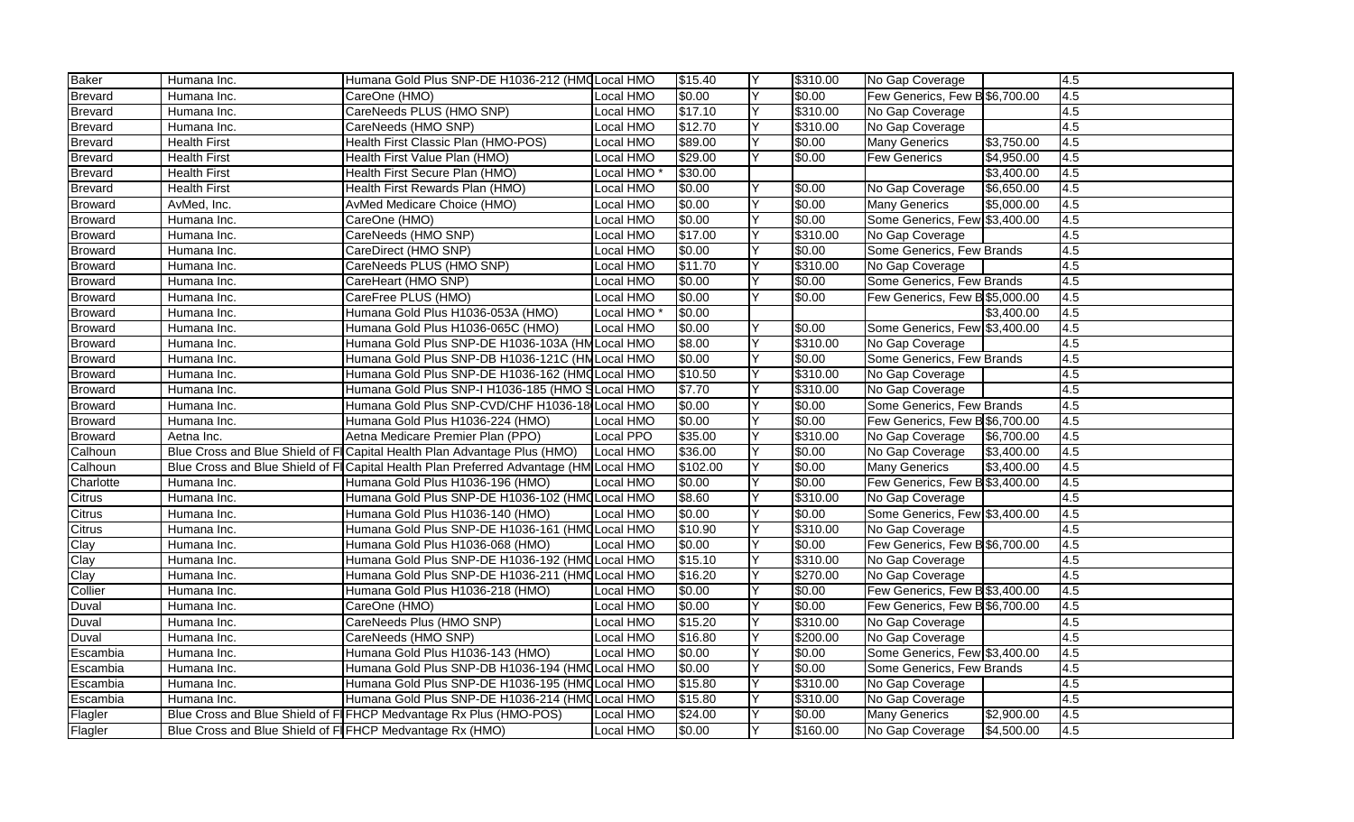| | | | | | | | | | |
|---|---|---|---|---|---|---|---|---|---|
| Baker | Humana Inc. | Humana Gold Plus SNP-DE H1036-212 (HMO | Local HMO | $15.40 | Y | $310.00 | No Gap Coverage | | 4.5 |
| Brevard | Humana Inc. | CareOne (HMO) | Local HMO | $0.00 | Y | $0.00 | Few Generics, Few B | $6,700.00 | 4.5 |
| Brevard | Humana Inc. | CareNeeds PLUS (HMO SNP) | Local HMO | $17.10 | Y | $310.00 | No Gap Coverage | | 4.5 |
| Brevard | Humana Inc. | CareNeeds (HMO SNP) | Local HMO | $12.70 | Y | $310.00 | No Gap Coverage | | 4.5 |
| Brevard | Health First | Health First Classic Plan (HMO-POS) | Local HMO | $89.00 | Y | $0.00 | Many Generics | $3,750.00 | 4.5 |
| Brevard | Health First | Health First Value Plan (HMO) | Local HMO | $29.00 | Y | $0.00 | Few Generics | $4,950.00 | 4.5 |
| Brevard | Health First | Health First Secure Plan (HMO) | Local HMO * | $30.00 | | | | $3,400.00 | 4.5 |
| Brevard | Health First | Health First Rewards Plan (HMO) | Local HMO | $0.00 | Y | $0.00 | No Gap Coverage | $6,650.00 | 4.5 |
| Broward | AvMed, Inc. | AvMed Medicare Choice (HMO) | Local HMO | $0.00 | Y | $0.00 | Many Generics | $5,000.00 | 4.5 |
| Broward | Humana Inc. | CareOne (HMO) | Local HMO | $0.00 | Y | $0.00 | Some Generics, Few | $3,400.00 | 4.5 |
| Broward | Humana Inc. | CareNeeds (HMO SNP) | Local HMO | $17.00 | Y | $310.00 | No Gap Coverage | | 4.5 |
| Broward | Humana Inc. | CareDirect (HMO SNP) | Local HMO | $0.00 | Y | $0.00 | Some Generics, Few Brands | | 4.5 |
| Broward | Humana Inc. | CareNeeds PLUS (HMO SNP) | Local HMO | $11.70 | Y | $310.00 | No Gap Coverage | | 4.5 |
| Broward | Humana Inc. | CareHeart (HMO SNP) | Local HMO | $0.00 | Y | $0.00 | Some Generics, Few Brands | | 4.5 |
| Broward | Humana Inc. | CareFree PLUS (HMO) | Local HMO | $0.00 | Y | $0.00 | Few Generics, Few B | $5,000.00 | 4.5 |
| Broward | Humana Inc. | Humana Gold Plus H1036-053A (HMO) | Local HMO * | $0.00 | | | | $3,400.00 | 4.5 |
| Broward | Humana Inc. | Humana Gold Plus H1036-065C (HMO) | Local HMO | $0.00 | Y | $0.00 | Some Generics, Few | $3,400.00 | 4.5 |
| Broward | Humana Inc. | Humana Gold Plus SNP-DE H1036-103A (HM | Local HMO | $8.00 | Y | $310.00 | No Gap Coverage | | 4.5 |
| Broward | Humana Inc. | Humana Gold Plus SNP-DB H1036-121C (HM | Local HMO | $0.00 | Y | $0.00 | Some Generics, Few Brands | | 4.5 |
| Broward | Humana Inc. | Humana Gold Plus SNP-DE H1036-162 (HMO | Local HMO | $10.50 | Y | $310.00 | No Gap Coverage | | 4.5 |
| Broward | Humana Inc. | Humana Gold Plus SNP-I H1036-185 (HMO S | Local HMO | $7.70 | Y | $310.00 | No Gap Coverage | | 4.5 |
| Broward | Humana Inc. | Humana Gold Plus SNP-CVD/CHF H1036-18 | Local HMO | $0.00 | Y | $0.00 | Some Generics, Few Brands | | 4.5 |
| Broward | Humana Inc. | Humana Gold Plus H1036-224 (HMO) | Local HMO | $0.00 | Y | $0.00 | Few Generics, Few B | $6,700.00 | 4.5 |
| Broward | Aetna Inc. | Aetna Medicare Premier Plan (PPO) | Local PPO | $35.00 | Y | $310.00 | No Gap Coverage | $6,700.00 | 4.5 |
| Calhoun | Blue Cross and Blue Shield of Fl | Capital Health Plan Advantage Plus (HMO) | Local HMO | $36.00 | Y | $0.00 | No Gap Coverage | $3,400.00 | 4.5 |
| Calhoun | Blue Cross and Blue Shield of Fl | Capital Health Plan Preferred Advantage (HM | Local HMO | $102.00 | Y | $0.00 | Many Generics | $3,400.00 | 4.5 |
| Charlotte | Humana Inc. | Humana Gold Plus H1036-196 (HMO) | Local HMO | $0.00 | Y | $0.00 | Few Generics, Few B | $3,400.00 | 4.5 |
| Citrus | Humana Inc. | Humana Gold Plus SNP-DE H1036-102 (HMO | Local HMO | $8.60 | Y | $310.00 | No Gap Coverage | | 4.5 |
| Citrus | Humana Inc. | Humana Gold Plus H1036-140 (HMO) | Local HMO | $0.00 | Y | $0.00 | Some Generics, Few | $3,400.00 | 4.5 |
| Citrus | Humana Inc. | Humana Gold Plus SNP-DE H1036-161 (HMO | Local HMO | $10.90 | Y | $310.00 | No Gap Coverage | | 4.5 |
| Clay | Humana Inc. | Humana Gold Plus H1036-068 (HMO) | Local HMO | $0.00 | Y | $0.00 | Few Generics, Few B | $6,700.00 | 4.5 |
| Clay | Humana Inc. | Humana Gold Plus SNP-DE H1036-192 (HMO | Local HMO | $15.10 | Y | $310.00 | No Gap Coverage | | 4.5 |
| Clay | Humana Inc. | Humana Gold Plus SNP-DE H1036-211 (HMO | Local HMO | $16.20 | Y | $270.00 | No Gap Coverage | | 4.5 |
| Collier | Humana Inc. | Humana Gold Plus H1036-218 (HMO) | Local HMO | $0.00 | Y | $0.00 | Few Generics, Few B | $3,400.00 | 4.5 |
| Duval | Humana Inc. | CareOne (HMO) | Local HMO | $0.00 | Y | $0.00 | Few Generics, Few B | $6,700.00 | 4.5 |
| Duval | Humana Inc. | CareNeeds Plus (HMO SNP) | Local HMO | $15.20 | Y | $310.00 | No Gap Coverage | | 4.5 |
| Duval | Humana Inc. | CareNeeds (HMO SNP) | Local HMO | $16.80 | Y | $200.00 | No Gap Coverage | | 4.5 |
| Escambia | Humana Inc. | Humana Gold Plus H1036-143 (HMO) | Local HMO | $0.00 | Y | $0.00 | Some Generics, Few | $3,400.00 | 4.5 |
| Escambia | Humana Inc. | Humana Gold Plus SNP-DB H1036-194 (HMO | Local HMO | $0.00 | Y | $0.00 | Some Generics, Few Brands | | 4.5 |
| Escambia | Humana Inc. | Humana Gold Plus SNP-DE H1036-195 (HMO | Local HMO | $15.80 | Y | $310.00 | No Gap Coverage | | 4.5 |
| Escambia | Humana Inc. | Humana Gold Plus SNP-DE H1036-214 (HMO | Local HMO | $15.80 | Y | $310.00 | No Gap Coverage | | 4.5 |
| Flagler | Blue Cross and Blue Shield of Fl | FHCP Medvantage Rx Plus (HMO-POS) | Local HMO | $24.00 | Y | $0.00 | Many Generics | $2,900.00 | 4.5 |
| Flagler | Blue Cross and Blue Shield of Fl | FHCP Medvantage Rx (HMO) | Local HMO | $0.00 | Y | $160.00 | No Gap Coverage | $4,500.00 | 4.5 |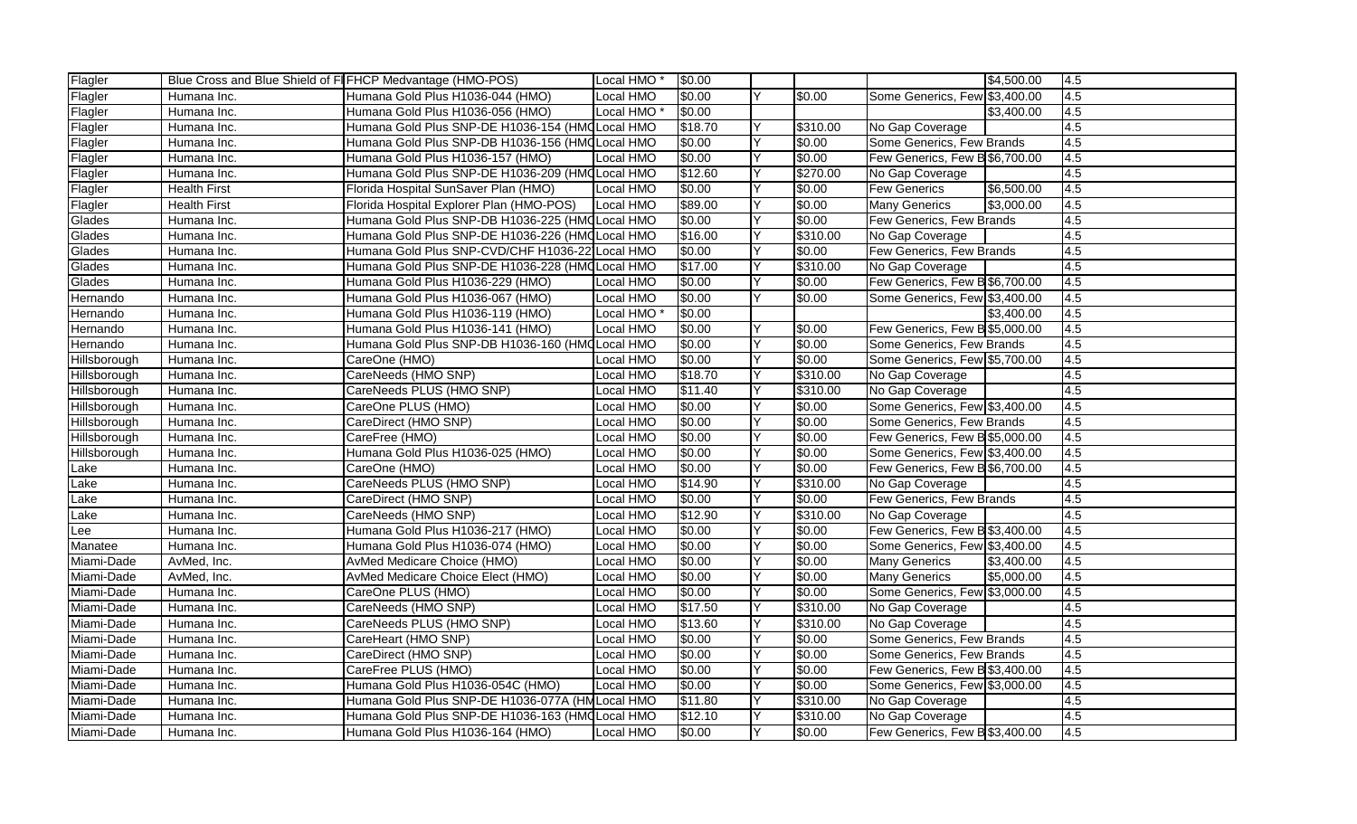| | | | | | | | | | |
|---|---|---|---|---|---|---|---|---|---|
| Flagler | Blue Cross and Blue Shield of Fl | FHCP Medvantage (HMO-POS) | Local HMO * | $0.00 | | | | $4,500.00 | 4.5 |
| Flagler | Humana Inc. | Humana Gold Plus H1036-044 (HMO) | Local HMO | $0.00 | Y | $0.00 | Some Generics, Few | $3,400.00 | 4.5 |
| Flagler | Humana Inc. | Humana Gold Plus H1036-056 (HMO) | Local HMO * | $0.00 | | | | $3,400.00 | 4.5 |
| Flagler | Humana Inc. | Humana Gold Plus SNP-DE H1036-154 (HMO | Local HMO | $18.70 | Y | $310.00 | No Gap Coverage | | 4.5 |
| Flagler | Humana Inc. | Humana Gold Plus SNP-DB H1036-156 (HMO | Local HMO | $0.00 | Y | $0.00 | Some Generics, Few Brands | | 4.5 |
| Flagler | Humana Inc. | Humana Gold Plus H1036-157 (HMO) | Local HMO | $0.00 | Y | $0.00 | Few Generics, Few B | $6,700.00 | 4.5 |
| Flagler | Humana Inc. | Humana Gold Plus SNP-DE H1036-209 (HMO | Local HMO | $12.60 | Y | $270.00 | No Gap Coverage | | 4.5 |
| Flagler | Health First | Florida Hospital SunSaver Plan (HMO) | Local HMO | $0.00 | Y | $0.00 | Few Generics | $6,500.00 | 4.5 |
| Flagler | Health First | Florida Hospital Explorer Plan (HMO-POS) | Local HMO | $89.00 | Y | $0.00 | Many Generics | $3,000.00 | 4.5 |
| Glades | Humana Inc. | Humana Gold Plus SNP-DB H1036-225 (HMO | Local HMO | $0.00 | Y | $0.00 | Few Generics, Few Brands | | 4.5 |
| Glades | Humana Inc. | Humana Gold Plus SNP-DE H1036-226 (HMO | Local HMO | $16.00 | Y | $310.00 | No Gap Coverage | | 4.5 |
| Glades | Humana Inc. | Humana Gold Plus SNP-CVD/CHF H1036-22 | Local HMO | $0.00 | Y | $0.00 | Few Generics, Few Brands | | 4.5 |
| Glades | Humana Inc. | Humana Gold Plus SNP-DE H1036-228 (HMO | Local HMO | $17.00 | Y | $310.00 | No Gap Coverage | | 4.5 |
| Glades | Humana Inc. | Humana Gold Plus H1036-229 (HMO) | Local HMO | $0.00 | Y | $0.00 | Few Generics, Few B | $6,700.00 | 4.5 |
| Hernando | Humana Inc. | Humana Gold Plus H1036-067 (HMO) | Local HMO | $0.00 | Y | $0.00 | Some Generics, Few | $3,400.00 | 4.5 |
| Hernando | Humana Inc. | Humana Gold Plus H1036-119 (HMO) | Local HMO * | $0.00 | | | | $3,400.00 | 4.5 |
| Hernando | Humana Inc. | Humana Gold Plus H1036-141 (HMO) | Local HMO | $0.00 | Y | $0.00 | Few Generics, Few B | $5,000.00 | 4.5 |
| Hernando | Humana Inc. | Humana Gold Plus SNP-DB H1036-160 (HMO | Local HMO | $0.00 | Y | $0.00 | Some Generics, Few Brands | | 4.5 |
| Hillsborough | Humana Inc. | CareOne (HMO) | Local HMO | $0.00 | Y | $0.00 | Some Generics, Few | $5,700.00 | 4.5 |
| Hillsborough | Humana Inc. | CareNeeds (HMO SNP) | Local HMO | $18.70 | Y | $310.00 | No Gap Coverage | | 4.5 |
| Hillsborough | Humana Inc. | CareNeeds PLUS (HMO SNP) | Local HMO | $11.40 | Y | $310.00 | No Gap Coverage | | 4.5 |
| Hillsborough | Humana Inc. | CareOne PLUS (HMO) | Local HMO | $0.00 | Y | $0.00 | Some Generics, Few | $3,400.00 | 4.5 |
| Hillsborough | Humana Inc. | CareDirect (HMO SNP) | Local HMO | $0.00 | Y | $0.00 | Some Generics, Few Brands | | 4.5 |
| Hillsborough | Humana Inc. | CareFree (HMO) | Local HMO | $0.00 | Y | $0.00 | Few Generics, Few B | $5,000.00 | 4.5 |
| Hillsborough | Humana Inc. | Humana Gold Plus H1036-025 (HMO) | Local HMO | $0.00 | Y | $0.00 | Some Generics, Few | $3,400.00 | 4.5 |
| Lake | Humana Inc. | CareOne (HMO) | Local HMO | $0.00 | Y | $0.00 | Few Generics, Few B | $6,700.00 | 4.5 |
| Lake | Humana Inc. | CareNeeds PLUS (HMO SNP) | Local HMO | $14.90 | Y | $310.00 | No Gap Coverage | | 4.5 |
| Lake | Humana Inc. | CareDirect (HMO SNP) | Local HMO | $0.00 | Y | $0.00 | Few Generics, Few Brands | | 4.5 |
| Lake | Humana Inc. | CareNeeds (HMO SNP) | Local HMO | $12.90 | Y | $310.00 | No Gap Coverage | | 4.5 |
| Lee | Humana Inc. | Humana Gold Plus H1036-217 (HMO) | Local HMO | $0.00 | Y | $0.00 | Few Generics, Few B | $3,400.00 | 4.5 |
| Manatee | Humana Inc. | Humana Gold Plus H1036-074 (HMO) | Local HMO | $0.00 | Y | $0.00 | Some Generics, Few | $3,400.00 | 4.5 |
| Miami-Dade | AvMed, Inc. | AvMed Medicare Choice (HMO) | Local HMO | $0.00 | Y | $0.00 | Many Generics | $3,400.00 | 4.5 |
| Miami-Dade | AvMed, Inc. | AvMed Medicare Choice Elect (HMO) | Local HMO | $0.00 | Y | $0.00 | Many Generics | $5,000.00 | 4.5 |
| Miami-Dade | Humana Inc. | CareOne PLUS (HMO) | Local HMO | $0.00 | Y | $0.00 | Some Generics, Few | $3,000.00 | 4.5 |
| Miami-Dade | Humana Inc. | CareNeeds (HMO SNP) | Local HMO | $17.50 | Y | $310.00 | No Gap Coverage | | 4.5 |
| Miami-Dade | Humana Inc. | CareNeeds PLUS (HMO SNP) | Local HMO | $13.60 | Y | $310.00 | No Gap Coverage | | 4.5 |
| Miami-Dade | Humana Inc. | CareHeart (HMO SNP) | Local HMO | $0.00 | Y | $0.00 | Some Generics, Few Brands | | 4.5 |
| Miami-Dade | Humana Inc. | CareDirect (HMO SNP) | Local HMO | $0.00 | Y | $0.00 | Some Generics, Few Brands | | 4.5 |
| Miami-Dade | Humana Inc. | CareFree PLUS (HMO) | Local HMO | $0.00 | Y | $0.00 | Few Generics, Few B | $3,400.00 | 4.5 |
| Miami-Dade | Humana Inc. | Humana Gold Plus H1036-054C (HMO) | Local HMO | $0.00 | Y | $0.00 | Some Generics, Few | $3,000.00 | 4.5 |
| Miami-Dade | Humana Inc. | Humana Gold Plus SNP-DE H1036-077A (HM | Local HMO | $11.80 | Y | $310.00 | No Gap Coverage | | 4.5 |
| Miami-Dade | Humana Inc. | Humana Gold Plus SNP-DE H1036-163 (HMO | Local HMO | $12.10 | Y | $310.00 | No Gap Coverage | | 4.5 |
| Miami-Dade | Humana Inc. | Humana Gold Plus H1036-164 (HMO) | Local HMO | $0.00 | Y | $0.00 | Few Generics, Few B | $3,400.00 | 4.5 |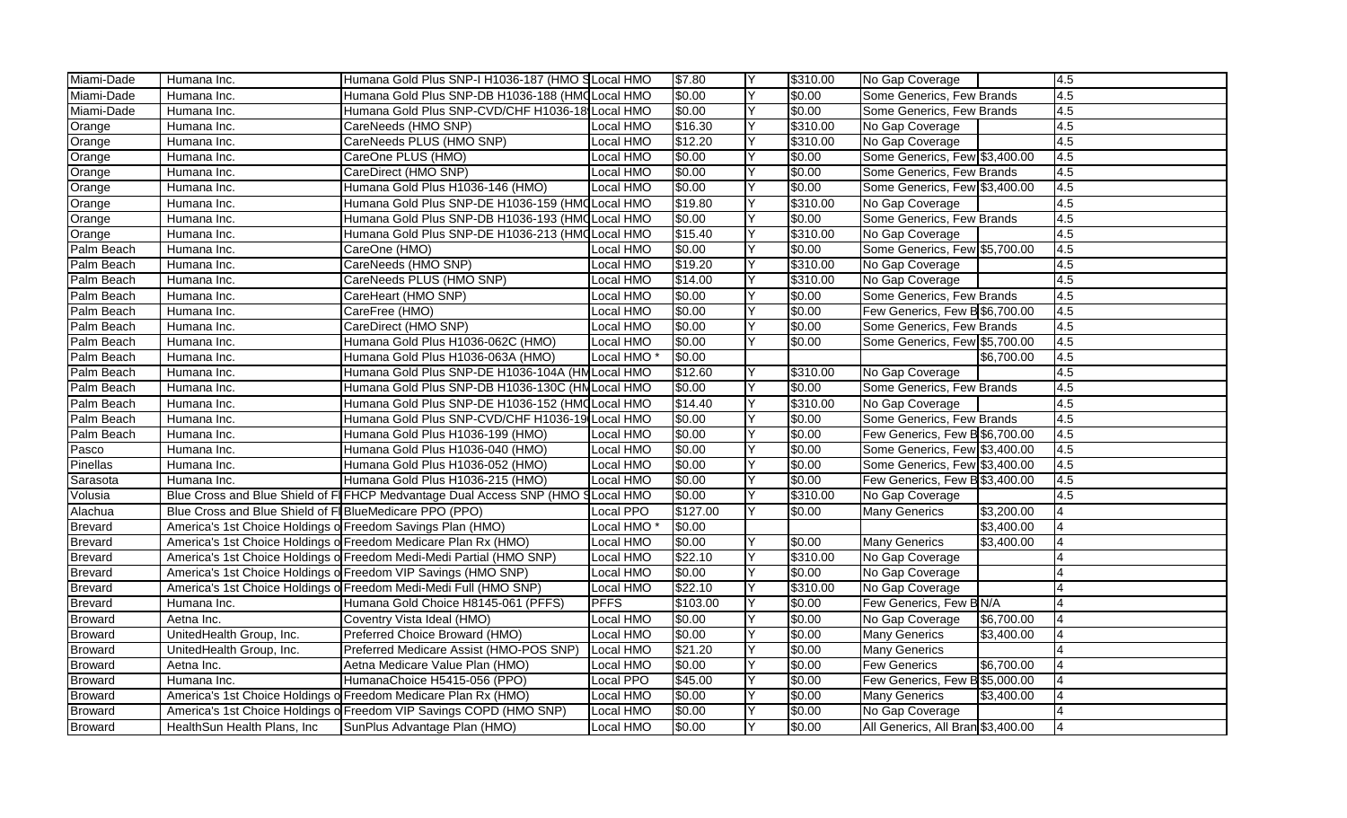| | | | | | | | | | |
|---|---|---|---|---|---|---|---|---|---|
| Miami-Dade | Humana Inc. | Humana Gold Plus SNP-I H1036-187 (HMO S | Local HMO | $7.80 | Y | $310.00 | No Gap Coverage | | 4.5 |
| Miami-Dade | Humana Inc. | Humana Gold Plus SNP-DB H1036-188 (HMO | Local HMO | $0.00 | Y | $0.00 | Some Generics, Few Brands | | 4.5 |
| Miami-Dade | Humana Inc. | Humana Gold Plus SNP-CVD/CHF H1036-18 | Local HMO | $0.00 | Y | $0.00 | Some Generics, Few Brands | | 4.5 |
| Orange | Humana Inc. | CareNeeds (HMO SNP) | Local HMO | $16.30 | Y | $310.00 | No Gap Coverage | | 4.5 |
| Orange | Humana Inc. | CareNeeds PLUS (HMO SNP) | Local HMO | $12.20 | Y | $310.00 | No Gap Coverage | | 4.5 |
| Orange | Humana Inc. | CareOne PLUS (HMO) | Local HMO | $0.00 | Y | $0.00 | Some Generics, Few | $3,400.00 | 4.5 |
| Orange | Humana Inc. | CareDirect (HMO SNP) | Local HMO | $0.00 | Y | $0.00 | Some Generics, Few Brands | | 4.5 |
| Orange | Humana Inc. | Humana Gold Plus H1036-146 (HMO) | Local HMO | $0.00 | Y | $0.00 | Some Generics, Few | $3,400.00 | 4.5 |
| Orange | Humana Inc. | Humana Gold Plus SNP-DE H1036-159 (HMO | Local HMO | $19.80 | Y | $310.00 | No Gap Coverage | | 4.5 |
| Orange | Humana Inc. | Humana Gold Plus SNP-DB H1036-193 (HMO | Local HMO | $0.00 | Y | $0.00 | Some Generics, Few Brands | | 4.5 |
| Orange | Humana Inc. | Humana Gold Plus SNP-DE H1036-213 (HMO | Local HMO | $15.40 | Y | $310.00 | No Gap Coverage | | 4.5 |
| Palm Beach | Humana Inc. | CareOne (HMO) | Local HMO | $0.00 | Y | $0.00 | Some Generics, Few | $5,700.00 | 4.5 |
| Palm Beach | Humana Inc. | CareNeeds (HMO SNP) | Local HMO | $19.20 | Y | $310.00 | No Gap Coverage | | 4.5 |
| Palm Beach | Humana Inc. | CareNeeds PLUS (HMO SNP) | Local HMO | $14.00 | Y | $310.00 | No Gap Coverage | | 4.5 |
| Palm Beach | Humana Inc. | CareHeart (HMO SNP) | Local HMO | $0.00 | Y | $0.00 | Some Generics, Few Brands | | 4.5 |
| Palm Beach | Humana Inc. | CareFree (HMO) | Local HMO | $0.00 | Y | $0.00 | Few Generics, Few B | $6,700.00 | 4.5 |
| Palm Beach | Humana Inc. | CareDirect (HMO SNP) | Local HMO | $0.00 | Y | $0.00 | Some Generics, Few Brands | | 4.5 |
| Palm Beach | Humana Inc. | Humana Gold Plus H1036-062C (HMO) | Local HMO | $0.00 | Y | $0.00 | Some Generics, Few | $5,700.00 | 4.5 |
| Palm Beach | Humana Inc. | Humana Gold Plus H1036-063A (HMO) | Local HMO * | $0.00 | | | | $6,700.00 | 4.5 |
| Palm Beach | Humana Inc. | Humana Gold Plus SNP-DE H1036-104A (HM | Local HMO | $12.60 | Y | $310.00 | No Gap Coverage | | 4.5 |
| Palm Beach | Humana Inc. | Humana Gold Plus SNP-DB H1036-130C (HM | Local HMO | $0.00 | Y | $0.00 | Some Generics, Few Brands | | 4.5 |
| Palm Beach | Humana Inc. | Humana Gold Plus SNP-DE H1036-152 (HMO | Local HMO | $14.40 | Y | $310.00 | No Gap Coverage | | 4.5 |
| Palm Beach | Humana Inc. | Humana Gold Plus SNP-CVD/CHF H1036-19 | Local HMO | $0.00 | Y | $0.00 | Some Generics, Few Brands | | 4.5 |
| Palm Beach | Humana Inc. | Humana Gold Plus H1036-199 (HMO) | Local HMO | $0.00 | Y | $0.00 | Few Generics, Few B | $6,700.00 | 4.5 |
| Pasco | Humana Inc. | Humana Gold Plus H1036-040 (HMO) | Local HMO | $0.00 | Y | $0.00 | Some Generics, Few | $3,400.00 | 4.5 |
| Pinellas | Humana Inc. | Humana Gold Plus H1036-052 (HMO) | Local HMO | $0.00 | Y | $0.00 | Some Generics, Few | $3,400.00 | 4.5 |
| Sarasota | Humana Inc. | Humana Gold Plus H1036-215 (HMO) | Local HMO | $0.00 | Y | $0.00 | Few Generics, Few B | $3,400.00 | 4.5 |
| Volusia | Blue Cross and Blue Shield of Fl | FHCP Medvantage Dual Access SNP (HMO S | Local HMO | $0.00 | Y | $310.00 | No Gap Coverage | | 4.5 |
| Alachua | Blue Cross and Blue Shield of Fl | BlueMedicare PPO (PPO) | Local PPO | $127.00 | Y | $0.00 | Many Generics | $3,200.00 | 4 |
| Brevard | America's 1st Choice Holdings o | Freedom Savings Plan (HMO) | Local HMO * | $0.00 | | | | $3,400.00 | 4 |
| Brevard | America's 1st Choice Holdings o | Freedom Medicare Plan Rx (HMO) | Local HMO | $0.00 | Y | $0.00 | Many Generics | $3,400.00 | 4 |
| Brevard | America's 1st Choice Holdings o | Freedom Medi-Medi Partial (HMO SNP) | Local HMO | $22.10 | Y | $310.00 | No Gap Coverage | | 4 |
| Brevard | America's 1st Choice Holdings o | Freedom VIP Savings (HMO SNP) | Local HMO | $0.00 | Y | $0.00 | No Gap Coverage | | 4 |
| Brevard | America's 1st Choice Holdings o | Freedom Medi-Medi Full (HMO SNP) | Local HMO | $22.10 | Y | $310.00 | No Gap Coverage | | 4 |
| Brevard | Humana Inc. | Humana Gold Choice H8145-061 (PFFS) | PFFS | $103.00 | Y | $0.00 | Few Generics, Few B | N/A | 4 |
| Broward | Aetna Inc. | Coventry Vista Ideal (HMO) | Local HMO | $0.00 | Y | $0.00 | No Gap Coverage | $6,700.00 | 4 |
| Broward | UnitedHealth Group, Inc. | Preferred Choice Broward (HMO) | Local HMO | $0.00 | Y | $0.00 | Many Generics | $3,400.00 | 4 |
| Broward | UnitedHealth Group, Inc. | Preferred Medicare Assist (HMO-POS SNP) | Local HMO | $21.20 | Y | $0.00 | Many Generics | | 4 |
| Broward | Aetna Inc. | Aetna Medicare Value Plan (HMO) | Local HMO | $0.00 | Y | $0.00 | Few Generics | $6,700.00 | 4 |
| Broward | Humana Inc. | HumanaChoice H5415-056 (PPO) | Local PPO | $45.00 | Y | $0.00 | Few Generics, Few B | $5,000.00 | 4 |
| Broward | America's 1st Choice Holdings o | Freedom Medicare Plan Rx (HMO) | Local HMO | $0.00 | Y | $0.00 | Many Generics | $3,400.00 | 4 |
| Broward | America's 1st Choice Holdings o | Freedom VIP Savings COPD (HMO SNP) | Local HMO | $0.00 | Y | $0.00 | No Gap Coverage | | 4 |
| Broward | HealthSun Health Plans, Inc | SunPlus Advantage Plan (HMO) | Local HMO | $0.00 | Y | $0.00 | All Generics, All Bran | $3,400.00 | 4 |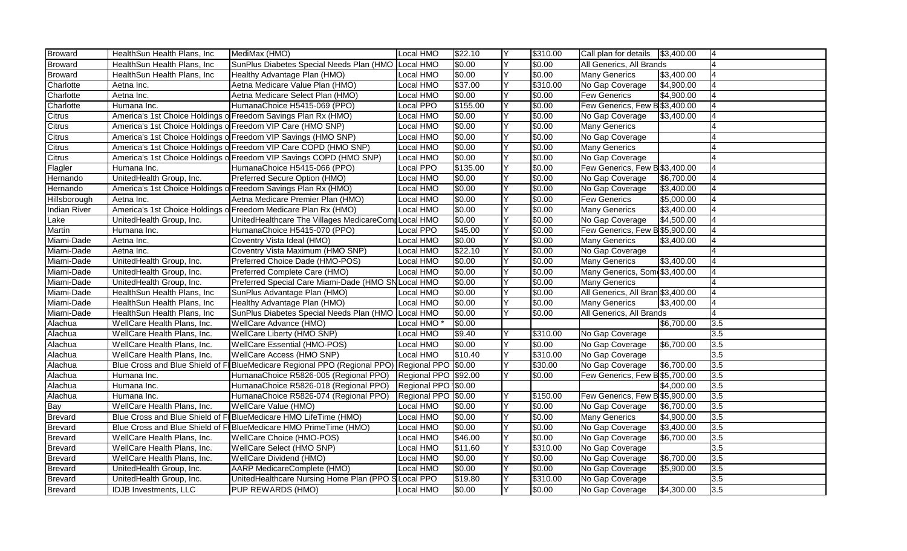| | | | | | | | | | |
|---|---|---|---|---|---|---|---|---|---|
| Broward | HealthSun Health Plans, Inc | MediMax (HMO) | Local HMO | $22.10 | Y | $310.00 | Call plan for details | $3,400.00 | 4 |
| Broward | HealthSun Health Plans, Inc | SunPlus Diabetes Special Needs Plan (HMO | Local HMO | $0.00 | Y | $0.00 | All Generics, All Brands | | 4 |
| Broward | HealthSun Health Plans, Inc | Healthy Advantage Plan (HMO) | Local HMO | $0.00 | Y | $0.00 | Many Generics | $3,400.00 | 4 |
| Charlotte | Aetna Inc. | Aetna Medicare Value Plan (HMO) | Local HMO | $37.00 | Y | $310.00 | No Gap Coverage | $4,900.00 | 4 |
| Charlotte | Aetna Inc. | Aetna Medicare Select Plan (HMO) | Local HMO | $0.00 | Y | $0.00 | Few Generics | $4,900.00 | 4 |
| Charlotte | Humana Inc. | HumanaChoice H5415-069 (PPO) | Local PPO | $155.00 | Y | $0.00 | Few Generics, Few B | $3,400.00 | 4 |
| Citrus | America's 1st Choice Holdings o | Freedom Savings Plan Rx (HMO) | Local HMO | $0.00 | Y | $0.00 | No Gap Coverage | $3,400.00 | 4 |
| Citrus | America's 1st Choice Holdings o | Freedom VIP Care (HMO SNP) | Local HMO | $0.00 | Y | $0.00 | Many Generics | | 4 |
| Citrus | America's 1st Choice Holdings o | Freedom VIP Savings (HMO SNP) | Local HMO | $0.00 | Y | $0.00 | No Gap Coverage | | 4 |
| Citrus | America's 1st Choice Holdings o | Freedom VIP Care COPD (HMO SNP) | Local HMO | $0.00 | Y | $0.00 | Many Generics | | 4 |
| Citrus | America's 1st Choice Holdings o | Freedom VIP Savings COPD (HMO SNP) | Local HMO | $0.00 | Y | $0.00 | No Gap Coverage | | 4 |
| Flagler | Humana Inc. | HumanaChoice H5415-066 (PPO) | Local PPO | $135.00 | Y | $0.00 | Few Generics, Few B | $3,400.00 | 4 |
| Hernando | UnitedHealth Group, Inc. | Preferred Secure Option (HMO) | Local HMO | $0.00 | Y | $0.00 | No Gap Coverage | $6,700.00 | 4 |
| Hernando | America's 1st Choice Holdings o | Freedom Savings Plan Rx (HMO) | Local HMO | $0.00 | Y | $0.00 | No Gap Coverage | $3,400.00 | 4 |
| Hillsborough | Aetna Inc. | Aetna Medicare Premier Plan (HMO) | Local HMO | $0.00 | Y | $0.00 | Few Generics | $5,000.00 | 4 |
| Indian River | America's 1st Choice Holdings o | Freedom Medicare Plan Rx (HMO) | Local HMO | $0.00 | Y | $0.00 | Many Generics | $3,400.00 | 4 |
| Lake | UnitedHealth Group, Inc. | UnitedHealthcare The Villages MedicareComp | Local HMO | $0.00 | Y | $0.00 | No Gap Coverage | $4,500.00 | 4 |
| Martin | Humana Inc. | HumanaChoice H5415-070 (PPO) | Local PPO | $45.00 | Y | $0.00 | Few Generics, Few B | $5,900.00 | 4 |
| Miami-Dade | Aetna Inc. | Coventry Vista Ideal (HMO) | Local HMO | $0.00 | Y | $0.00 | Many Generics | $3,400.00 | 4 |
| Miami-Dade | Aetna Inc. | Coventry Vista Maximum (HMO SNP) | Local HMO | $22.10 | Y | $0.00 | No Gap Coverage | | 4 |
| Miami-Dade | UnitedHealth Group, Inc. | Preferred Choice Dade (HMO-POS) | Local HMO | $0.00 | Y | $0.00 | Many Generics | $3,400.00 | 4 |
| Miami-Dade | UnitedHealth Group, Inc. | Preferred Complete Care (HMO) | Local HMO | $0.00 | Y | $0.00 | Many Generics, Some | $3,400.00 | 4 |
| Miami-Dade | UnitedHealth Group, Inc. | Preferred Special Care Miami-Dade (HMO SN | Local HMO | $0.00 | Y | $0.00 | Many Generics | | 4 |
| Miami-Dade | HealthSun Health Plans, Inc | SunPlus Advantage Plan (HMO) | Local HMO | $0.00 | Y | $0.00 | All Generics, All Bran | $3,400.00 | 4 |
| Miami-Dade | HealthSun Health Plans, Inc | Healthy Advantage Plan (HMO) | Local HMO | $0.00 | Y | $0.00 | Many Generics | $3,400.00 | 4 |
| Miami-Dade | HealthSun Health Plans, Inc | SunPlus Diabetes Special Needs Plan (HMO | Local HMO | $0.00 | Y | $0.00 | All Generics, All Brands | | 4 |
| Alachua | WellCare Health Plans, Inc. | WellCare Advance (HMO) | Local HMO * | $0.00 | | | | $6,700.00 | 3.5 |
| Alachua | WellCare Health Plans, Inc. | WellCare Liberty (HMO SNP) | Local HMO | $9.40 | Y | $310.00 | No Gap Coverage | | 3.5 |
| Alachua | WellCare Health Plans, Inc. | WellCare Essential (HMO-POS) | Local HMO | $0.00 | Y | $0.00 | No Gap Coverage | $6,700.00 | 3.5 |
| Alachua | WellCare Health Plans, Inc. | WellCare Access (HMO SNP) | Local HMO | $10.40 | Y | $310.00 | No Gap Coverage | | 3.5 |
| Alachua | Blue Cross and Blue Shield of Fl | BlueMedicare Regional PPO (Regional PPO) | Regional PPO | $0.00 | Y | $30.00 | No Gap Coverage | $6,700.00 | 3.5 |
| Alachua | Humana Inc. | HumanaChoice R5826-005 (Regional PPO) | Regional PPO | $92.00 | Y | $0.00 | Few Generics, Few B | $5,700.00 | 3.5 |
| Alachua | Humana Inc. | HumanaChoice R5826-018 (Regional PPO) | Regional PPO | $0.00 | | | | $4,000.00 | 3.5 |
| Alachua | Humana Inc. | HumanaChoice R5826-074 (Regional PPO) | Regional PPO | $0.00 | Y | $150.00 | Few Generics, Few B | $5,900.00 | 3.5 |
| Bay | WellCare Health Plans, Inc. | WellCare Value (HMO) | Local HMO | $0.00 | Y | $0.00 | No Gap Coverage | $6,700.00 | 3.5 |
| Brevard | Blue Cross and Blue Shield of Fl | BlueMedicare HMO LifeTime (HMO) | Local HMO | $0.00 | Y | $0.00 | Many Generics | $4,900.00 | 3.5 |
| Brevard | Blue Cross and Blue Shield of Fl | BlueMedicare HMO PrimeTime (HMO) | Local HMO | $0.00 | Y | $0.00 | No Gap Coverage | $3,400.00 | 3.5 |
| Brevard | WellCare Health Plans, Inc. | WellCare Choice (HMO-POS) | Local HMO | $46.00 | Y | $0.00 | No Gap Coverage | $6,700.00 | 3.5 |
| Brevard | WellCare Health Plans, Inc. | WellCare Select (HMO SNP) | Local HMO | $11.60 | Y | $310.00 | No Gap Coverage | | 3.5 |
| Brevard | WellCare Health Plans, Inc. | WellCare Dividend (HMO) | Local HMO | $0.00 | Y | $0.00 | No Gap Coverage | $6,700.00 | 3.5 |
| Brevard | UnitedHealth Group, Inc. | AARP MedicareComplete (HMO) | Local HMO | $0.00 | Y | $0.00 | No Gap Coverage | $5,900.00 | 3.5 |
| Brevard | UnitedHealth Group, Inc. | UnitedHealthcare Nursing Home Plan (PPO S | Local PPO | $19.80 | Y | $310.00 | No Gap Coverage | | 3.5 |
| Brevard | IDJB Investments, LLC | PUP REWARDS (HMO) | Local HMO | $0.00 | Y | $0.00 | No Gap Coverage | $4,300.00 | 3.5 |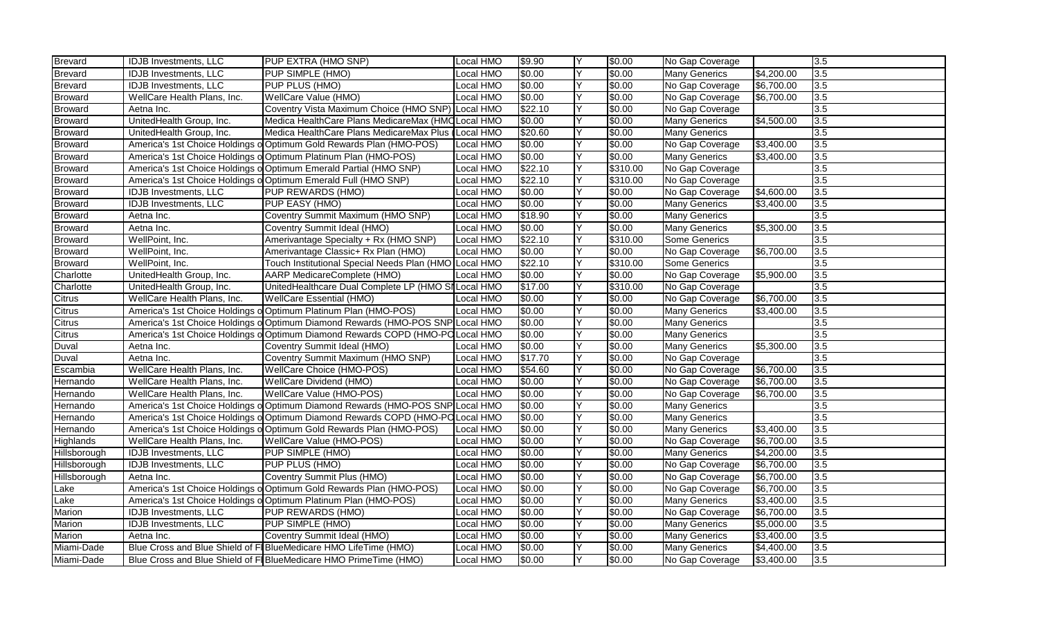| Brevard | IDJB Investments, LLC | PUP EXTRA (HMO SNP) | Local HMO | $9.90 | Y | $0.00 | No Gap Coverage | | 3.5 |
|---|---|---|---|---|---|---|---|---|---|
| Brevard | IDJB Investments, LLC | PUP SIMPLE (HMO) | Local HMO | $0.00 | Y | $0.00 | Many Generics | $4,200.00 | 3.5 |
| Brevard | IDJB Investments, LLC | PUP PLUS (HMO) | Local HMO | $0.00 | Y | $0.00 | No Gap Coverage | $6,700.00 | 3.5 |
| Broward | WellCare Health Plans, Inc. | WellCare Value (HMO) | Local HMO | $0.00 | Y | $0.00 | No Gap Coverage | $6,700.00 | 3.5 |
| Broward | Aetna Inc. | Coventry Vista Maximum Choice (HMO SNP) | Local HMO | $22.10 | Y | $0.00 | No Gap Coverage | | 3.5 |
| Broward | UnitedHealth Group, Inc. | Medica HealthCare Plans MedicareMax (HMO | Local HMO | $0.00 | Y | $0.00 | Many Generics | $4,500.00 | 3.5 |
| Broward | UnitedHealth Group, Inc. | Medica HealthCare Plans MedicareMax Plus ( | Local HMO | $20.60 | Y | $0.00 | Many Generics | | 3.5 |
| Broward | America's 1st Choice Holdings o | Optimum Gold Rewards Plan (HMO-POS) | Local HMO | $0.00 | Y | $0.00 | No Gap Coverage | $3,400.00 | 3.5 |
| Broward | America's 1st Choice Holdings o | Optimum Platinum Plan (HMO-POS) | Local HMO | $0.00 | Y | $0.00 | Many Generics | $3,400.00 | 3.5 |
| Broward | America's 1st Choice Holdings o | Optimum Emerald Partial (HMO SNP) | Local HMO | $22.10 | Y | $310.00 | No Gap Coverage | | 3.5 |
| Broward | America's 1st Choice Holdings o | Optimum Emerald Full (HMO SNP) | Local HMO | $22.10 | Y | $310.00 | No Gap Coverage | | 3.5 |
| Broward | IDJB Investments, LLC | PUP REWARDS (HMO) | Local HMO | $0.00 | Y | $0.00 | No Gap Coverage | $4,600.00 | 3.5 |
| Broward | IDJB Investments, LLC | PUP EASY (HMO) | Local HMO | $0.00 | Y | $0.00 | Many Generics | $3,400.00 | 3.5 |
| Broward | Aetna Inc. | Coventry Summit Maximum (HMO SNP) | Local HMO | $18.90 | Y | $0.00 | Many Generics | | 3.5 |
| Broward | Aetna Inc. | Coventry Summit Ideal (HMO) | Local HMO | $0.00 | Y | $0.00 | Many Generics | $5,300.00 | 3.5 |
| Broward | WellPoint, Inc. | Amerivantage Specialty + Rx (HMO SNP) | Local HMO | $22.10 | Y | $310.00 | Some Generics | | 3.5 |
| Broward | WellPoint, Inc. | Amerivantage Classic+ Rx Plan (HMO) | Local HMO | $0.00 | Y | $0.00 | No Gap Coverage | $6,700.00 | 3.5 |
| Broward | WellPoint, Inc. | Touch Institutional Special Needs Plan (HMO | Local HMO | $22.10 | Y | $310.00 | Some Generics | | 3.5 |
| Charlotte | UnitedHealth Group, Inc. | AARP MedicareComplete (HMO) | Local HMO | $0.00 | Y | $0.00 | No Gap Coverage | $5,900.00 | 3.5 |
| Charlotte | UnitedHealth Group, Inc. | UnitedHealthcare Dual Complete LP (HMO S | Local HMO | $17.00 | Y | $310.00 | No Gap Coverage | | 3.5 |
| Citrus | WellCare Health Plans, Inc. | WellCare Essential (HMO) | Local HMO | $0.00 | Y | $0.00 | No Gap Coverage | $6,700.00 | 3.5 |
| Citrus | America's 1st Choice Holdings o | Optimum Platinum Plan (HMO-POS) | Local HMO | $0.00 | Y | $0.00 | Many Generics | $3,400.00 | 3.5 |
| Citrus | America's 1st Choice Holdings o | Optimum Diamond Rewards (HMO-POS SNP | Local HMO | $0.00 | Y | $0.00 | Many Generics | | 3.5 |
| Citrus | America's 1st Choice Holdings o | Optimum Diamond Rewards COPD (HMO-PO | Local HMO | $0.00 | Y | $0.00 | Many Generics | | 3.5 |
| Duval | Aetna Inc. | Coventry Summit Ideal (HMO) | Local HMO | $0.00 | Y | $0.00 | Many Generics | $5,300.00 | 3.5 |
| Duval | Aetna Inc. | Coventry Summit Maximum (HMO SNP) | Local HMO | $17.70 | Y | $0.00 | No Gap Coverage | | 3.5 |
| Escambia | WellCare Health Plans, Inc. | WellCare Choice (HMO-POS) | Local HMO | $54.60 | Y | $0.00 | No Gap Coverage | $6,700.00 | 3.5 |
| Hernando | WellCare Health Plans, Inc. | WellCare Dividend (HMO) | Local HMO | $0.00 | Y | $0.00 | No Gap Coverage | $6,700.00 | 3.5 |
| Hernando | WellCare Health Plans, Inc. | WellCare Value (HMO-POS) | Local HMO | $0.00 | Y | $0.00 | No Gap Coverage | $6,700.00 | 3.5 |
| Hernando | America's 1st Choice Holdings o | Optimum Diamond Rewards (HMO-POS SNP | Local HMO | $0.00 | Y | $0.00 | Many Generics | | 3.5 |
| Hernando | America's 1st Choice Holdings o | Optimum Diamond Rewards COPD (HMO-PO | Local HMO | $0.00 | Y | $0.00 | Many Generics | | 3.5 |
| Hernando | America's 1st Choice Holdings o | Optimum Gold Rewards Plan (HMO-POS) | Local HMO | $0.00 | Y | $0.00 | Many Generics | $3,400.00 | 3.5 |
| Highlands | WellCare Health Plans, Inc. | WellCare Value (HMO-POS) | Local HMO | $0.00 | Y | $0.00 | No Gap Coverage | $6,700.00 | 3.5 |
| Hillsborough | IDJB Investments, LLC | PUP SIMPLE (HMO) | Local HMO | $0.00 | Y | $0.00 | Many Generics | $4,200.00 | 3.5 |
| Hillsborough | IDJB Investments, LLC | PUP PLUS (HMO) | Local HMO | $0.00 | Y | $0.00 | No Gap Coverage | $6,700.00 | 3.5 |
| Hillsborough | Aetna Inc. | Coventry Summit Plus (HMO) | Local HMO | $0.00 | Y | $0.00 | No Gap Coverage | $6,700.00 | 3.5 |
| Lake | America's 1st Choice Holdings o | Optimum Gold Rewards Plan (HMO-POS) | Local HMO | $0.00 | Y | $0.00 | No Gap Coverage | $6,700.00 | 3.5 |
| Lake | America's 1st Choice Holdings o | Optimum Platinum Plan (HMO-POS) | Local HMO | $0.00 | Y | $0.00 | Many Generics | $3,400.00 | 3.5 |
| Marion | IDJB Investments, LLC | PUP REWARDS (HMO) | Local HMO | $0.00 | Y | $0.00 | No Gap Coverage | $6,700.00 | 3.5 |
| Marion | IDJB Investments, LLC | PUP SIMPLE (HMO) | Local HMO | $0.00 | Y | $0.00 | Many Generics | $5,000.00 | 3.5 |
| Marion | Aetna Inc. | Coventry Summit Ideal (HMO) | Local HMO | $0.00 | Y | $0.00 | Many Generics | $3,400.00 | 3.5 |
| Miami-Dade | Blue Cross and Blue Shield of Fl | BlueMedicare HMO LifeTime (HMO) | Local HMO | $0.00 | Y | $0.00 | Many Generics | $4,400.00 | 3.5 |
| Miami-Dade | Blue Cross and Blue Shield of Fl | BlueMedicare HMO PrimeTime (HMO) | Local HMO | $0.00 | Y | $0.00 | No Gap Coverage | $3,400.00 | 3.5 |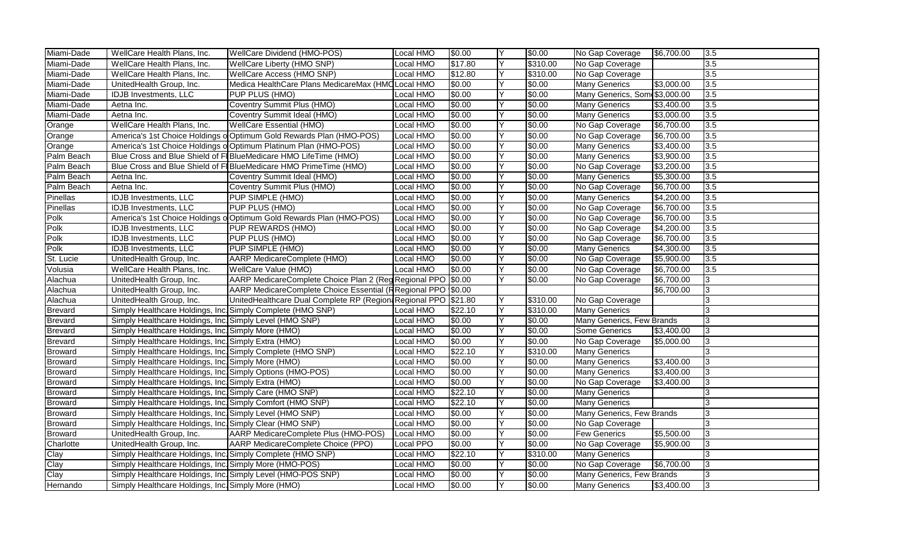| | | | | | | | | | |
|---|---|---|---|---|---|---|---|---|---|
| Miami-Dade | WellCare Health Plans, Inc. | WellCare Dividend (HMO-POS) | Local HMO | $0.00 | Y | $0.00 | No Gap Coverage | $6,700.00 | 3.5 |
| Miami-Dade | WellCare Health Plans, Inc. | WellCare Liberty (HMO SNP) | Local HMO | $17.80 | Y | $310.00 | No Gap Coverage | | 3.5 |
| Miami-Dade | WellCare Health Plans, Inc. | WellCare Access (HMO SNP) | Local HMO | $12.80 | Y | $310.00 | No Gap Coverage | | 3.5 |
| Miami-Dade | UnitedHealth Group, Inc. | Medica HealthCare Plans MedicareMax (HMO | Local HMO | $0.00 | Y | $0.00 | Many Generics | $3,000.00 | 3.5 |
| Miami-Dade | IDJB Investments, LLC | PUP PLUS (HMO) | Local HMO | $0.00 | Y | $0.00 | Many Generics, Som | $3,000.00 | 3.5 |
| Miami-Dade | Aetna Inc. | Coventry Summit Plus (HMO) | Local HMO | $0.00 | Y | $0.00 | Many Generics | $3,400.00 | 3.5 |
| Miami-Dade | Aetna Inc. | Coventry Summit Ideal (HMO) | Local HMO | $0.00 | Y | $0.00 | Many Generics | $3,000.00 | 3.5 |
| Orange | WellCare Health Plans, Inc. | WellCare Essential (HMO) | Local HMO | $0.00 | Y | $0.00 | No Gap Coverage | $6,700.00 | 3.5 |
| Orange | America's 1st Choice Holdings o | Optimum Gold Rewards Plan (HMO-POS) | Local HMO | $0.00 | Y | $0.00 | No Gap Coverage | $6,700.00 | 3.5 |
| Orange | America's 1st Choice Holdings o | Optimum Platinum Plan (HMO-POS) | Local HMO | $0.00 | Y | $0.00 | Many Generics | $3,400.00 | 3.5 |
| Palm Beach | Blue Cross and Blue Shield of Fl | BlueMedicare HMO LifeTime (HMO) | Local HMO | $0.00 | Y | $0.00 | Many Generics | $3,900.00 | 3.5 |
| Palm Beach | Blue Cross and Blue Shield of Fl | BlueMedicare HMO PrimeTime (HMO) | Local HMO | $0.00 | Y | $0.00 | No Gap Coverage | $3,200.00 | 3.5 |
| Palm Beach | Aetna Inc. | Coventry Summit Ideal (HMO) | Local HMO | $0.00 | Y | $0.00 | Many Generics | $5,300.00 | 3.5 |
| Palm Beach | Aetna Inc. | Coventry Summit Plus (HMO) | Local HMO | $0.00 | Y | $0.00 | No Gap Coverage | $6,700.00 | 3.5 |
| Pinellas | IDJB Investments, LLC | PUP SIMPLE (HMO) | Local HMO | $0.00 | Y | $0.00 | Many Generics | $4,200.00 | 3.5 |
| Pinellas | IDJB Investments, LLC | PUP PLUS (HMO) | Local HMO | $0.00 | Y | $0.00 | No Gap Coverage | $6,700.00 | 3.5 |
| Polk | America's 1st Choice Holdings o | Optimum Gold Rewards Plan (HMO-POS) | Local HMO | $0.00 | Y | $0.00 | No Gap Coverage | $6,700.00 | 3.5 |
| Polk | IDJB Investments, LLC | PUP REWARDS (HMO) | Local HMO | $0.00 | Y | $0.00 | No Gap Coverage | $4,200.00 | 3.5 |
| Polk | IDJB Investments, LLC | PUP PLUS (HMO) | Local HMO | $0.00 | Y | $0.00 | No Gap Coverage | $6,700.00 | 3.5 |
| Polk | IDJB Investments, LLC | PUP SIMPLE (HMO) | Local HMO | $0.00 | Y | $0.00 | Many Generics | $4,300.00 | 3.5 |
| St. Lucie | UnitedHealth Group, Inc. | AARP MedicareComplete (HMO) | Local HMO | $0.00 | Y | $0.00 | No Gap Coverage | $5,900.00 | 3.5 |
| Volusia | WellCare Health Plans, Inc. | WellCare Value (HMO) | Local HMO | $0.00 | Y | $0.00 | No Gap Coverage | $6,700.00 | 3.5 |
| Alachua | UnitedHealth Group, Inc. | AARP MedicareComplete Choice Plan 2 (Reg | Regional PPO | $0.00 | Y | $0.00 | No Gap Coverage | $6,700.00 | 3 |
| Alachua | UnitedHealth Group, Inc. | AARP MedicareComplete Essential (R | Regional PPO | $0.00 | | | | $6,700.00 | 3 |
| Alachua | UnitedHealth Group, Inc. | UnitedHealthcare Dual Complete RP (Region | Regional PPO | $21.80 | Y | $310.00 | No Gap Coverage | | 3 |
| Brevard | Simply Healthcare Holdings, Inc. | Simply Complete (HMO SNP) | Local HMO | $22.10 | Y | $310.00 | Many Generics | | 3 |
| Brevard | Simply Healthcare Holdings, Inc. | Simply Level (HMO SNP) | Local HMO | $0.00 | Y | $0.00 | Many Generics, Few Brands | | 3 |
| Brevard | Simply Healthcare Holdings, Inc. | Simply More (HMO) | Local HMO | $0.00 | Y | $0.00 | Some Generics | $3,400.00 | 3 |
| Brevard | Simply Healthcare Holdings, Inc. | Simply Extra (HMO) | Local HMO | $0.00 | Y | $0.00 | No Gap Coverage | $5,000.00 | 3 |
| Broward | Simply Healthcare Holdings, Inc. | Simply Complete (HMO SNP) | Local HMO | $22.10 | Y | $310.00 | Many Generics | | 3 |
| Broward | Simply Healthcare Holdings, Inc. | Simply More (HMO) | Local HMO | $0.00 | Y | $0.00 | Many Generics | $3,400.00 | 3 |
| Broward | Simply Healthcare Holdings, Inc. | Simply Options (HMO-POS) | Local HMO | $0.00 | Y | $0.00 | Many Generics | $3,400.00 | 3 |
| Broward | Simply Healthcare Holdings, Inc. | Simply Extra (HMO) | Local HMO | $0.00 | Y | $0.00 | No Gap Coverage | $3,400.00 | 3 |
| Broward | Simply Healthcare Holdings, Inc. | Simply Care (HMO SNP) | Local HMO | $22.10 | Y | $0.00 | Many Generics | | 3 |
| Broward | Simply Healthcare Holdings, Inc. | Simply Comfort (HMO SNP) | Local HMO | $22.10 | Y | $0.00 | Many Generics | | 3 |
| Broward | Simply Healthcare Holdings, Inc. | Simply Level (HMO SNP) | Local HMO | $0.00 | Y | $0.00 | Many Generics, Few Brands | | 3 |
| Broward | Simply Healthcare Holdings, Inc. | Simply Clear (HMO SNP) | Local HMO | $0.00 | Y | $0.00 | No Gap Coverage | | 3 |
| Broward | UnitedHealth Group, Inc. | AARP MedicareComplete Plus (HMO-POS) | Local HMO | $0.00 | Y | $0.00 | Few Generics | $5,500.00 | 3 |
| Charlotte | UnitedHealth Group, Inc. | AARP MedicareComplete Choice (PPO) | Local PPO | $0.00 | Y | $0.00 | No Gap Coverage | $5,900.00 | 3 |
| Clay | Simply Healthcare Holdings, Inc. | Simply Complete (HMO SNP) | Local HMO | $22.10 | Y | $310.00 | Many Generics | | 3 |
| Clay | Simply Healthcare Holdings, Inc. | Simply More (HMO-POS) | Local HMO | $0.00 | Y | $0.00 | No Gap Coverage | $6,700.00 | 3 |
| Clay | Simply Healthcare Holdings, Inc. | Simply Level (HMO-POS SNP) | Local HMO | $0.00 | Y | $0.00 | Many Generics, Few Brands | | 3 |
| Hernando | Simply Healthcare Holdings, Inc. | Simply More (HMO) | Local HMO | $0.00 | Y | $0.00 | Many Generics | $3,400.00 | 3 |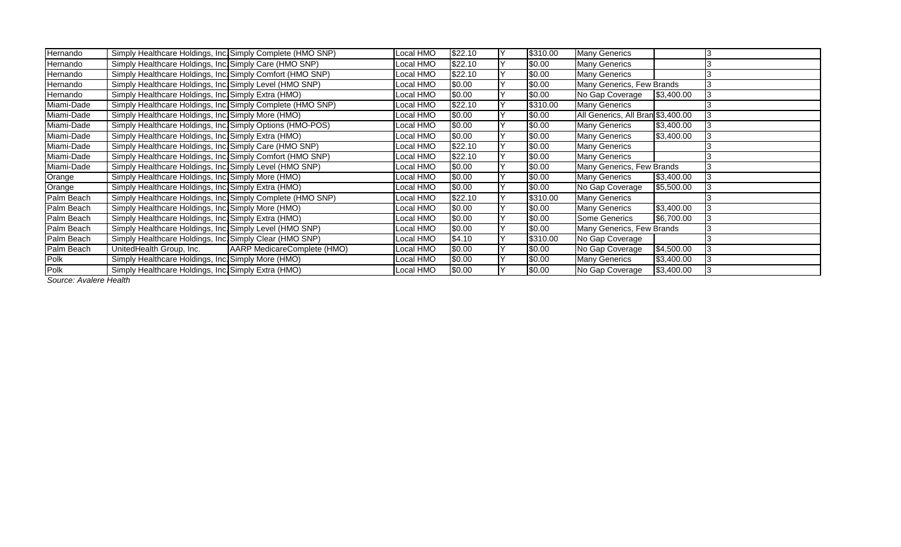| | | | | | | | | | | |
|---|---|---|---|---|---|---|---|---|---|---|
| Hernando | Simply Healthcare Holdings, Inc. | Simply Complete (HMO SNP) | Local HMO | $22.10 | Y | $310.00 | Many Generics | | 3 | |
| Hernando | Simply Healthcare Holdings, Inc. | Simply Care (HMO SNP) | Local HMO | $22.10 | Y | $0.00 | Many Generics | | 3 | |
| Hernando | Simply Healthcare Holdings, Inc. | Simply Comfort (HMO SNP) | Local HMO | $22.10 | Y | $0.00 | Many Generics | | 3 | |
| Hernando | Simply Healthcare Holdings, Inc. | Simply Level (HMO SNP) | Local HMO | $0.00 | Y | $0.00 | Many Generics, Few Brands | | 3 | |
| Hernando | Simply Healthcare Holdings, Inc. | Simply Extra (HMO) | Local HMO | $0.00 | Y | $0.00 | No Gap Coverage | $3,400.00 | 3 | |
| Miami-Dade | Simply Healthcare Holdings, Inc. | Simply Complete (HMO SNP) | Local HMO | $22.10 | Y | $310.00 | Many Generics | | 3 | |
| Miami-Dade | Simply Healthcare Holdings, Inc. | Simply More (HMO) | Local HMO | $0.00 | Y | $0.00 | All Generics, All Bran | $3,400.00 | 3 | |
| Miami-Dade | Simply Healthcare Holdings, Inc. | Simply Options (HMO-POS) | Local HMO | $0.00 | Y | $0.00 | Many Generics | $3,400.00 | 3 | |
| Miami-Dade | Simply Healthcare Holdings, Inc. | Simply Care (HMO SNP) | Local HMO | $22.10 | Y | $0.00 | Many Generics | | 3 | |
| Miami-Dade | Simply Healthcare Holdings, Inc. | Simply Comfort (HMO SNP) | Local HMO | $22.10 | Y | $0.00 | Many Generics | | 3 | |
| Miami-Dade | Simply Healthcare Holdings, Inc. | Simply Level (HMO SNP) | Local HMO | $0.00 | Y | $0.00 | Many Generics, Few Brands | | 3 | |
| Orange | Simply Healthcare Holdings, Inc. | Simply More (HMO) | Local HMO | $0.00 | Y | $0.00 | Many Generics | $3,400.00 | 3 | |
| Orange | Simply Healthcare Holdings, Inc. | Simply Extra (HMO) | Local HMO | $0.00 | Y | $0.00 | No Gap Coverage | $5,500.00 | 3 | |
| Palm Beach | Simply Healthcare Holdings, Inc. | Simply Complete (HMO SNP) | Local HMO | $22.10 | Y | $310.00 | Many Generics | | 3 | |
| Palm Beach | Simply Healthcare Holdings, Inc. | Simply More (HMO) | Local HMO | $0.00 | Y | $0.00 | Many Generics | $3,400.00 | 3 | |
| Palm Beach | Simply Healthcare Holdings, Inc. | Simply Extra (HMO) | Local HMO | $0.00 | Y | $0.00 | Some Generics | $6,700.00 | 3 | |
| Palm Beach | Simply Healthcare Holdings, Inc. | Simply Level (HMO SNP) | Local HMO | $0.00 | Y | $0.00 | Many Generics, Few Brands | | 3 | |
| Palm Beach | Simply Healthcare Holdings, Inc. | Simply Clear (HMO SNP) | Local HMO | $4.10 | Y | $310.00 | No Gap Coverage | | 3 | |
| Palm Beach | UnitedHealth Group, Inc. | AARP MedicareComplete (HMO) | Local HMO | $0.00 | Y | $0.00 | No Gap Coverage | $4,500.00 | 3 | |
| Polk | Simply Healthcare Holdings, Inc. | Simply More (HMO) | Local HMO | $0.00 | Y | $0.00 | Many Generics | $3,400.00 | 3 | |
| Polk | Simply Healthcare Holdings, Inc. | Simply Extra (HMO) | Local HMO | $0.00 | Y | $0.00 | No Gap Coverage | $3,400.00 | 3 | |

*Source: Avalere Health*